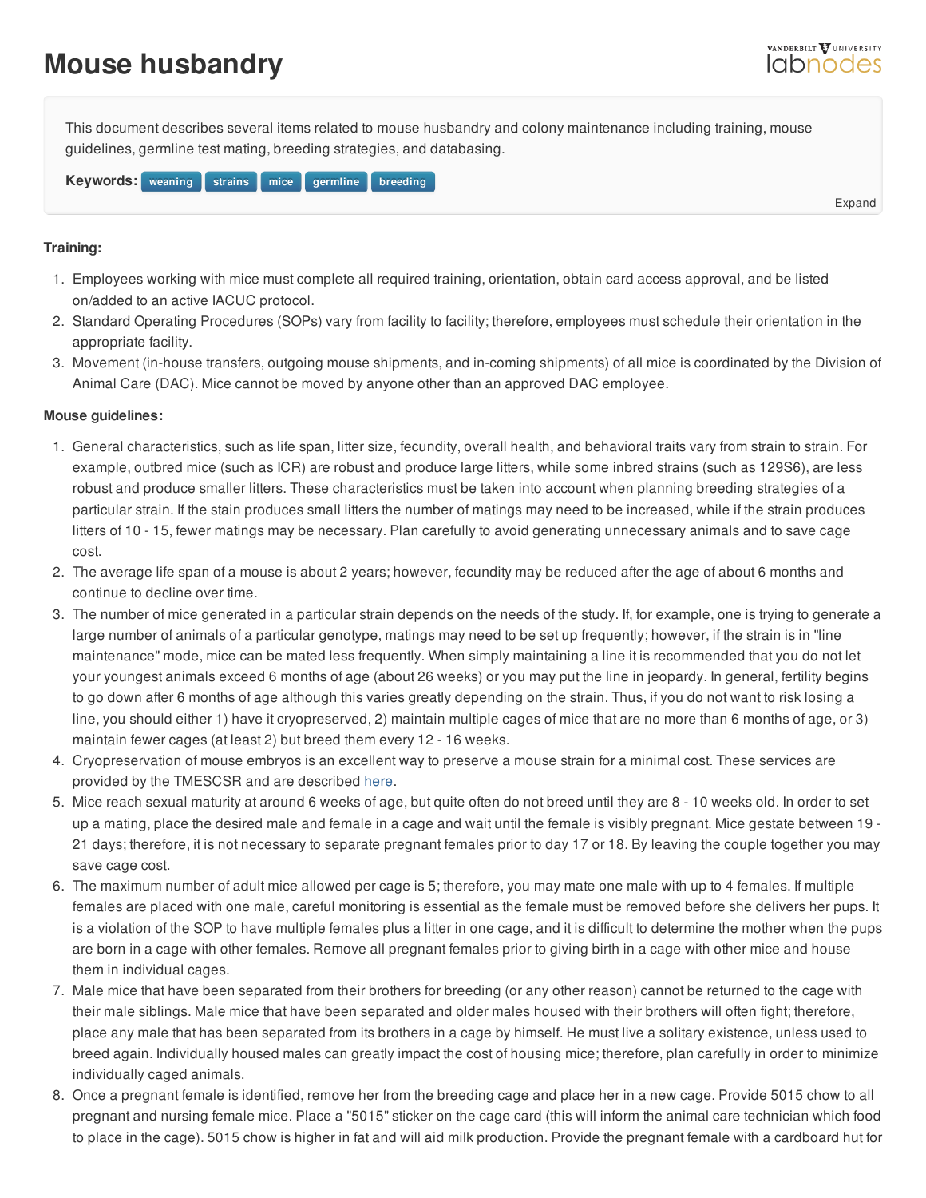# Mouse husbandry

This document describes several items related to mouse husbandry and colony maintenance including training, mouse guidelines, germline test mating, breeding strategies, and databasing.

**Keywords:** weaning strains mice germline breeding

Expand

**Training:**

1. Employees working with mice must complete all required training, orientation, obtain card access approval, and be listed on/added to an active IACUC protocol.
2. Standard Operating Procedures (SOPs) vary from facility to facility; therefore, employees must schedule their orientation in the appropriate facility.
3. Movement (in-house transfers, outgoing mouse shipments, and in-coming shipments) of all mice is coordinated by the Division of Animal Care (DAC). Mice cannot be moved by anyone other than an approved DAC employee.

**Mouse guidelines:**

1. General characteristics, such as life span, litter size, fecundity, overall health, and behavioral traits vary from strain to strain. For example, outbred mice (such as ICR) are robust and produce large litters, while some inbred strains (such as 129S6), are less robust and produce smaller litters. These characteristics must be taken into account when planning breeding strategies of a particular strain. If the stain produces small litters the number of matings may need to be increased, while if the strain produces litters of 10 - 15, fewer matings may be necessary. Plan carefully to avoid generating unnecessary animals and to save cage cost.
2. The average life span of a mouse is about 2 years; however, fecundity may be reduced after the age of about 6 months and continue to decline over time.
3. The number of mice generated in a particular strain depends on the needs of the study. If, for example, one is trying to generate a large number of animals of a particular genotype, matings may need to be set up frequently; however, if the strain is in "line maintenance" mode, mice can be mated less frequently. When simply maintaining a line it is recommended that you do not let your youngest animals exceed 6 months of age (about 26 weeks) or you may put the line in jeopardy. In general, fertility begins to go down after 6 months of age although this varies greatly depending on the strain. Thus, if you do not want to risk losing a line, you should either 1) have it cryopreserved, 2) maintain multiple cages of mice that are no more than 6 months of age, or 3) maintain fewer cages (at least 2) but breed them every 12 - 16 weeks.
4. Cryopreservation of mouse embryos is an excellent way to preserve a mouse strain for a minimal cost. These services are provided by the TMESCSR and are described here.
5. Mice reach sexual maturity at around 6 weeks of age, but quite often do not breed until they are 8 - 10 weeks old. In order to set up a mating, place the desired male and female in a cage and wait until the female is visibly pregnant. Mice gestate between 19 - 21 days; therefore, it is not necessary to separate pregnant females prior to day 17 or 18. By leaving the couple together you may save cage cost.
6. The maximum number of adult mice allowed per cage is 5; therefore, you may mate one male with up to 4 females. If multiple females are placed with one male, careful monitoring is essential as the female must be removed before she delivers her pups. It is a violation of the SOP to have multiple females plus a litter in one cage, and it is difficult to determine the mother when the pups are born in a cage with other females. Remove all pregnant females prior to giving birth in a cage with other mice and house them in individual cages.
7. Male mice that have been separated from their brothers for breeding (or any other reason) cannot be returned to the cage with their male siblings. Male mice that have been separated and older males housed with their brothers will often fight; therefore, place any male that has been separated from its brothers in a cage by himself. He must live a solitary existence, unless used to breed again. Individually housed males can greatly impact the cost of housing mice; therefore, plan carefully in order to minimize individually caged animals.
8. Once a pregnant female is identified, remove her from the breeding cage and place her in a new cage. Provide 5015 chow to all pregnant and nursing female mice. Place a "5015" sticker on the cage card (this will inform the animal care technician which food to place in the cage). 5015 chow is higher in fat and will aid milk production. Provide the pregnant female with a cardboard hut for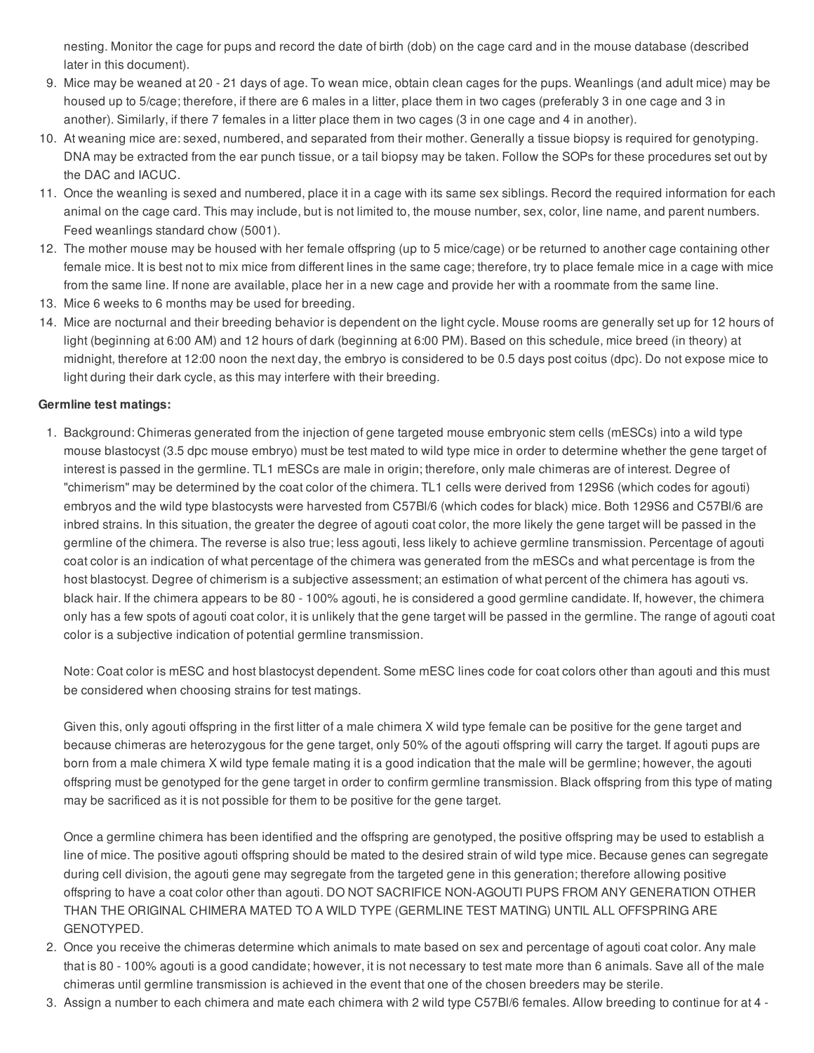nesting. Monitor the cage for pups and record the date of birth (dob) on the cage card and in the mouse database (described later in this document).

9. Mice may be weaned at 20 - 21 days of age. To wean mice, obtain clean cages for the pups. Weanlings (and adult mice) may be housed up to 5/cage; therefore, if there are 6 males in a litter, place them in two cages (preferably 3 in one cage and 3 in another). Similarly, if there 7 females in a litter place them in two cages (3 in one cage and 4 in another).
10. At weaning mice are: sexed, numbered, and separated from their mother. Generally a tissue biopsy is required for genotyping. DNA may be extracted from the ear punch tissue, or a tail biopsy may be taken. Follow the SOPs for these procedures set out by the DAC and IACUC.
11. Once the weanling is sexed and numbered, place it in a cage with its same sex siblings. Record the required information for each animal on the cage card. This may include, but is not limited to, the mouse number, sex, color, line name, and parent numbers. Feed weanlings standard chow (5001).
12. The mother mouse may be housed with her female offspring (up to 5 mice/cage) or be returned to another cage containing other female mice. It is best not to mix mice from different lines in the same cage; therefore, try to place female mice in a cage with mice from the same line. If none are available, place her in a new cage and provide her with a roommate from the same line.
13. Mice 6 weeks to 6 months may be used for breeding.
14. Mice are nocturnal and their breeding behavior is dependent on the light cycle. Mouse rooms are generally set up for 12 hours of light (beginning at 6:00 AM) and 12 hours of dark (beginning at 6:00 PM). Based on this schedule, mice breed (in theory) at midnight, therefore at 12:00 noon the next day, the embryo is considered to be 0.5 days post coitus (dpc). Do not expose mice to light during their dark cycle, as this may interfere with their breeding.

**Germline test matings:**

1. Background: Chimeras generated from the injection of gene targeted mouse embryonic stem cells (mESCs) into a wild type mouse blastocyst (3.5 dpc mouse embryo) must be test mated to wild type mice in order to determine whether the gene target of interest is passed in the germline. TL1 mESCs are male in origin; therefore, only male chimeras are of interest. Degree of "chimerism" may be determined by the coat color of the chimera. TL1 cells were derived from 129S6 (which codes for agouti) embryos and the wild type blastocysts were harvested from C57Bl/6 (which codes for black) mice. Both 129S6 and C57Bl/6 are inbred strains. In this situation, the greater the degree of agouti coat color, the more likely the gene target will be passed in the germline of the chimera. The reverse is also true; less agouti, less likely to achieve germline transmission. Percentage of agouti coat color is an indication of what percentage of the chimera was generated from the mESCs and what percentage is from the host blastocyst. Degree of chimerism is a subjective assessment; an estimation of what percent of the chimera has agouti vs. black hair. If the chimera appears to be 80 - 100% agouti, he is considered a good germline candidate. If, however, the chimera only has a few spots of agouti coat color, it is unlikely that the gene target will be passed in the germline. The range of agouti coat color is a subjective indication of potential germline transmission.

   Note: Coat color is mESC and host blastocyst dependent. Some mESC lines code for coat colors other than agouti and this must be considered when choosing strains for test matings.

   Given this, only agouti offspring in the first litter of a male chimera X wild type female can be positive for the gene target and because chimeras are heterozygous for the gene target, only 50% of the agouti offspring will carry the target. If agouti pups are born from a male chimera X wild type female mating it is a good indication that the male will be germline; however, the agouti offspring must be genotyped for the gene target in order to confirm germline transmission. Black offspring from this type of mating may be sacrificed as it is not possible for them to be positive for the gene target.

   Once a germline chimera has been identified and the offspring are genotyped, the positive offspring may be used to establish a line of mice. The positive agouti offspring should be mated to the desired strain of wild type mice. Because genes can segregate during cell division, the agouti gene may segregate from the targeted gene in this generation; therefore allowing positive offspring to have a coat color other than agouti. DO NOT SACRIFICE NON-AGOUTI PUPS FROM ANY GENERATION OTHER THAN THE ORIGINAL CHIMERA MATED TO A WILD TYPE (GERMLINE TEST MATING) UNTIL ALL OFFSPRING ARE GENOTYPED.
2. Once you receive the chimeras determine which animals to mate based on sex and percentage of agouti coat color. Any male that is 80 - 100% agouti is a good candidate; however, it is not necessary to test mate more than 6 animals. Save all of the male chimeras until germline transmission is achieved in the event that one of the chosen breeders may be sterile.
3. Assign a number to each chimera and mate each chimera with 2 wild type C57Bl/6 females. Allow breeding to continue for at 4 -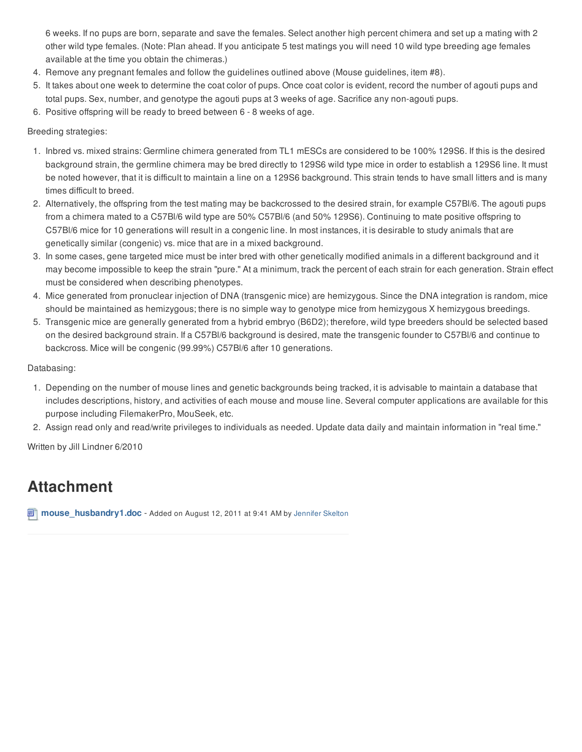6 weeks. If no pups are born, separate and save the females. Select another high percent chimera and set up a mating with 2 other wild type females. (Note: Plan ahead. If you anticipate 5 test matings you will need 10 wild type breeding age females available at the time you obtain the chimeras.)

4. Remove any pregnant females and follow the guidelines outlined above (Mouse guidelines, item #8).
5. It takes about one week to determine the coat color of pups. Once coat color is evident, record the number of agouti pups and total pups. Sex, number, and genotype the agouti pups at 3 weeks of age. Sacrifice any non-agouti pups.
6. Positive offspring will be ready to breed between 6 - 8 weeks of age.

Breeding strategies:

1. Inbred vs. mixed strains: Germline chimera generated from TL1 mESCs are considered to be 100% 129S6. If this is the desired background strain, the germline chimera may be bred directly to 129S6 wild type mice in order to establish a 129S6 line. It must be noted however, that it is difficult to maintain a line on a 129S6 background. This strain tends to have small litters and is many times difficult to breed.
2. Alternatively, the offspring from the test mating may be backcrossed to the desired strain, for example C57Bl/6. The agouti pups from a chimera mated to a C57Bl/6 wild type are 50% C57Bl/6 (and 50% 129S6). Continuing to mate positive offspring to C57Bl/6 mice for 10 generations will result in a congenic line. In most instances, it is desirable to study animals that are genetically similar (congenic) vs. mice that are in a mixed background.
3. In some cases, gene targeted mice must be inter bred with other genetically modified animals in a different background and it may become impossible to keep the strain "pure." At a minimum, track the percent of each strain for each generation. Strain effect must be considered when describing phenotypes.
4. Mice generated from pronuclear injection of DNA (transgenic mice) are hemizygous. Since the DNA integration is random, mice should be maintained as hemizygous; there is no simple way to genotype mice from hemizygous X hemizygous breedings.
5. Transgenic mice are generally generated from a hybrid embryo (B6D2); therefore, wild type breeders should be selected based on the desired background strain. If a C57Bl/6 background is desired, mate the transgenic founder to C57Bl/6 and continue to backcross. Mice will be congenic (99.99%) C57Bl/6 after 10 generations.

Databasing:

1. Depending on the number of mouse lines and genetic backgrounds being tracked, it is advisable to maintain a database that includes descriptions, history, and activities of each mouse and mouse line. Several computer applications are available for this purpose including FilemakerPro, MouSeek, etc.
2. Assign read only and read/write privileges to individuals as needed. Update data daily and maintain information in "real time."

Written by Jill Lindner 6/2010

# Attachment

**mouse_husbandry1.doc** - Added on August 12, 2011 at 9:41 AM by Jennifer Skelton